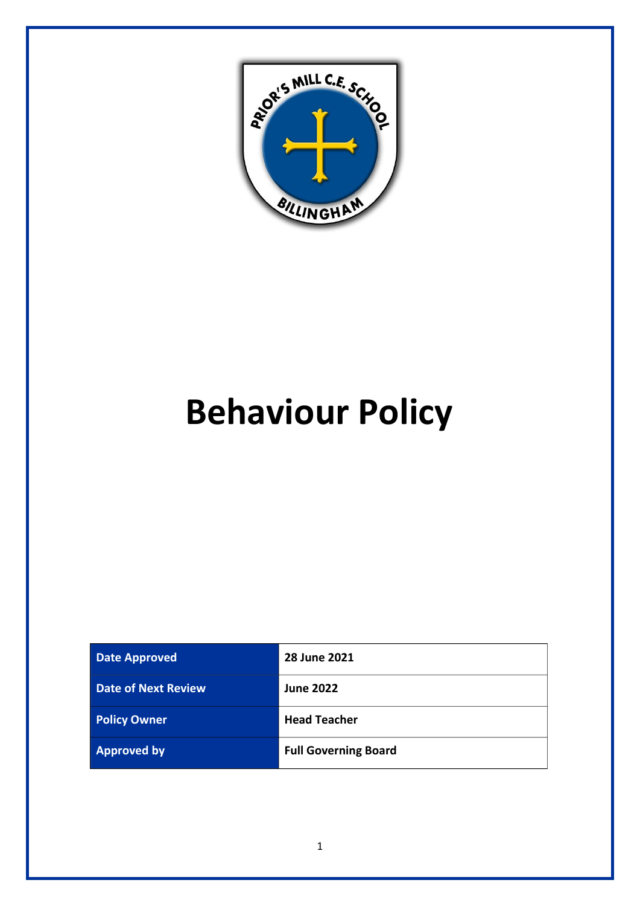# Behaviour Policy

| Date Approved | 28 June 2021 |
|---|---|
| Date of Next Review | June 2022 |
| Policy Owner | Head Teacher |
| Approved by | Full Governing Board |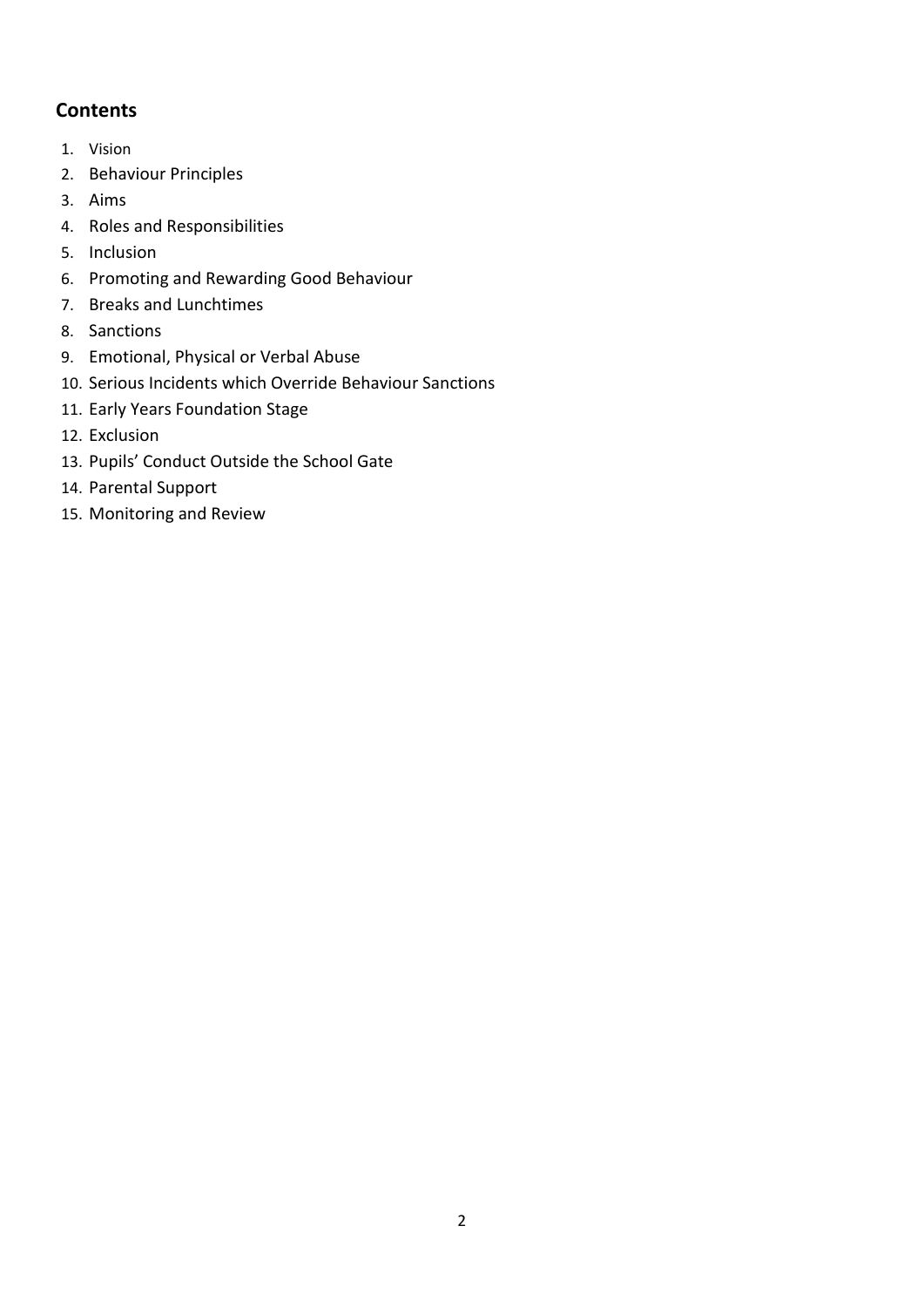## Contents

1. Vision
2. Behaviour Principles
3. Aims
4. Roles and Responsibilities
5. Inclusion
6. Promoting and Rewarding Good Behaviour
7. Breaks and Lunchtimes
8. Sanctions
9. Emotional, Physical or Verbal Abuse
10. Serious Incidents which Override Behaviour Sanctions
11. Early Years Foundation Stage
12. Exclusion
13. Pupils' Conduct Outside the School Gate
14. Parental Support
15. Monitoring and Review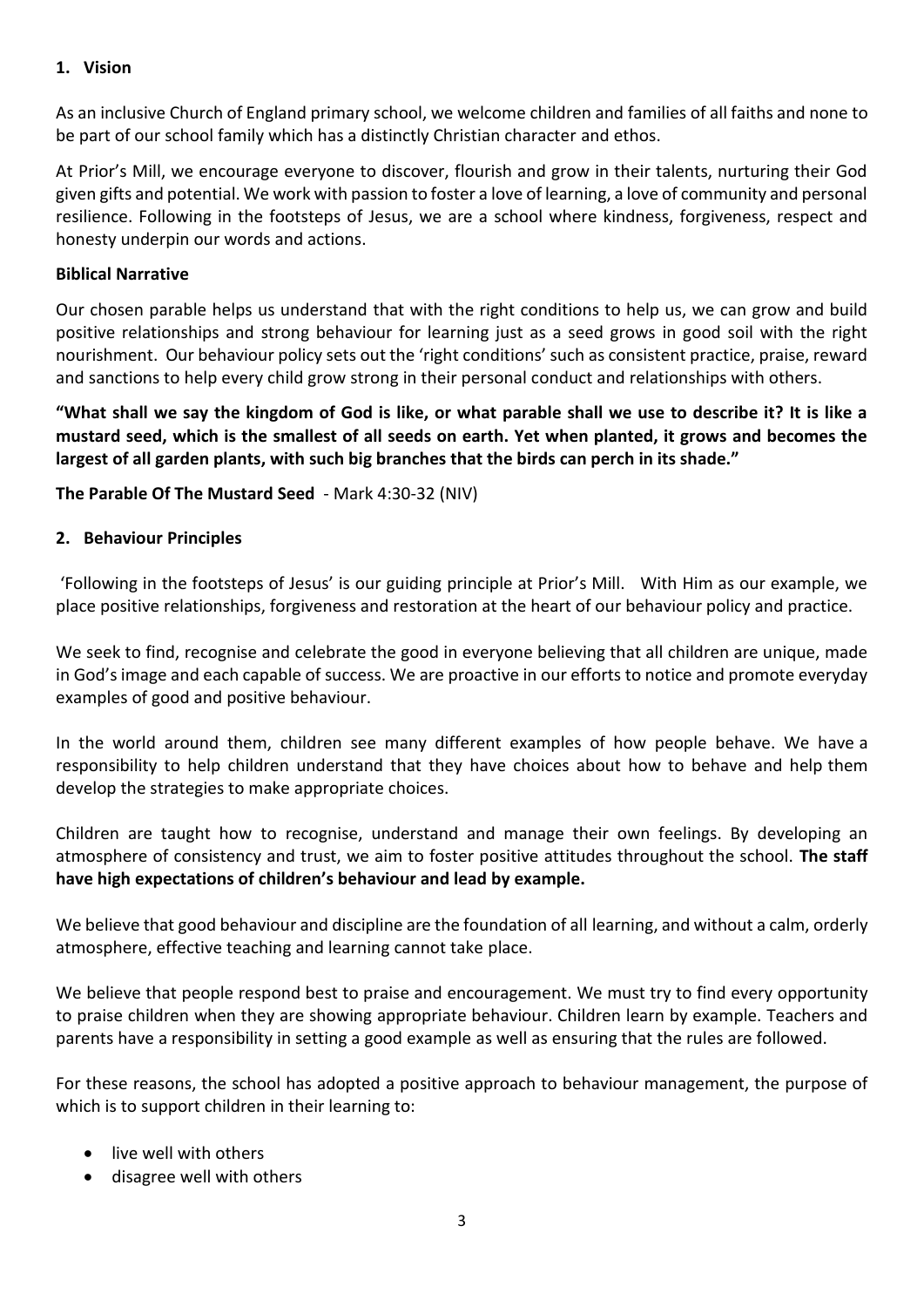## 1. Vision

As an inclusive Church of England primary school, we welcome children and families of all faiths and none to be part of our school family which has a distinctly Christian character and ethos.

At Prior's Mill, we encourage everyone to discover, flourish and grow in their talents, nurturing their God given gifts and potential. We work with passion to foster a love of learning, a love of community and personal resilience. Following in the footsteps of Jesus, we are a school where kindness, forgiveness, respect and honesty underpin our words and actions.

### Biblical Narrative

Our chosen parable helps us understand that with the right conditions to help us, we can grow and build positive relationships and strong behaviour for learning just as a seed grows in good soil with the right nourishment. Our behaviour policy sets out the 'right conditions' such as consistent practice, praise, reward and sanctions to help every child grow strong in their personal conduct and relationships with others.

**"What shall we say the kingdom of God is like, or what parable shall we use to describe it? It is like a mustard seed, which is the smallest of all seeds on earth. Yet when planted, it grows and becomes the largest of all garden plants, with such big branches that the birds can perch in its shade."**

**The Parable Of The Mustard Seed** - Mark 4:30-32 (NIV)

## 2. Behaviour Principles

'Following in the footsteps of Jesus' is our guiding principle at Prior's Mill. With Him as our example, we place positive relationships, forgiveness and restoration at the heart of our behaviour policy and practice.

We seek to find, recognise and celebrate the good in everyone believing that all children are unique, made in God's image and each capable of success. We are proactive in our efforts to notice and promote everyday examples of good and positive behaviour.

In the world around them, children see many different examples of how people behave. We have a responsibility to help children understand that they have choices about how to behave and help them develop the strategies to make appropriate choices.

Children are taught how to recognise, understand and manage their own feelings. By developing an atmosphere of consistency and trust, we aim to foster positive attitudes throughout the school. **The staff have high expectations of children's behaviour and lead by example.**

We believe that good behaviour and discipline are the foundation of all learning, and without a calm, orderly atmosphere, effective teaching and learning cannot take place.

We believe that people respond best to praise and encouragement. We must try to find every opportunity to praise children when they are showing appropriate behaviour. Children learn by example. Teachers and parents have a responsibility in setting a good example as well as ensuring that the rules are followed.

For these reasons, the school has adopted a positive approach to behaviour management, the purpose of which is to support children in their learning to:

- live well with others
- disagree well with others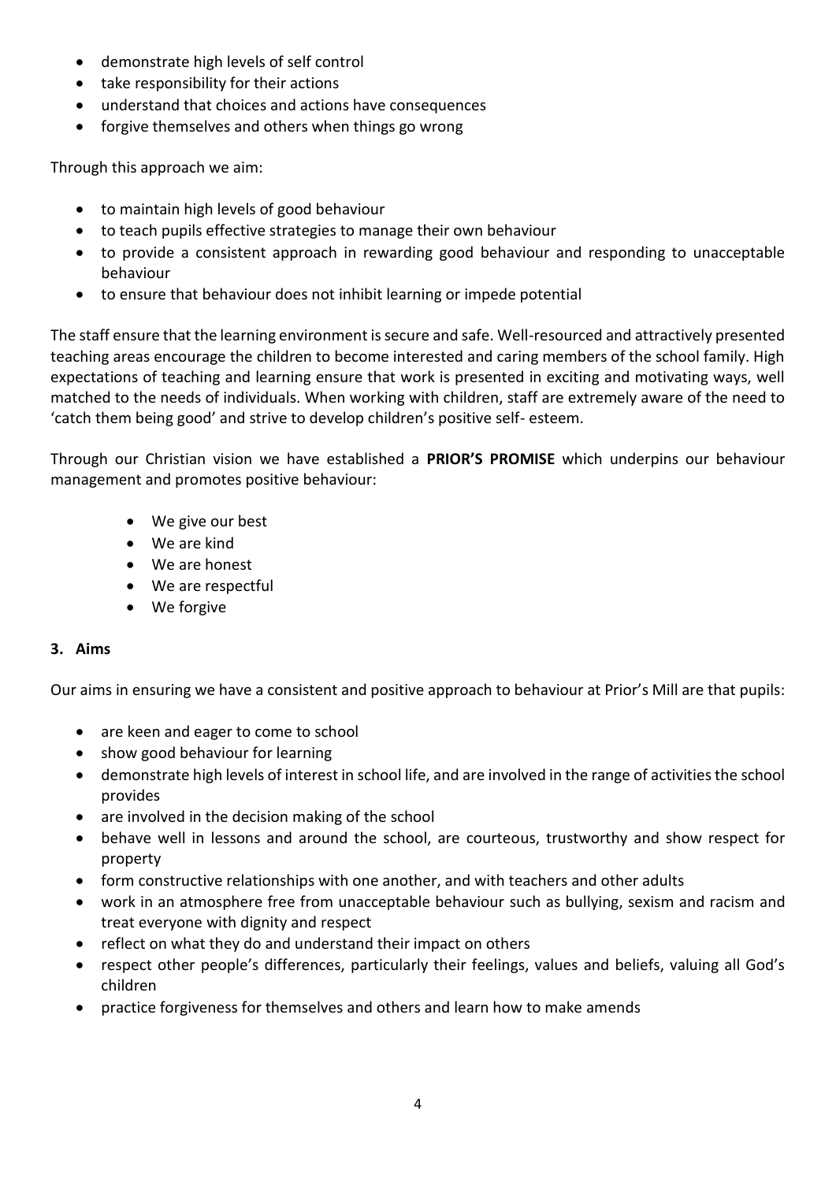- demonstrate high levels of self control
- take responsibility for their actions
- understand that choices and actions have consequences
- forgive themselves and others when things go wrong

Through this approach we aim:

- to maintain high levels of good behaviour
- to teach pupils effective strategies to manage their own behaviour
- to provide a consistent approach in rewarding good behaviour and responding to unacceptable behaviour
- to ensure that behaviour does not inhibit learning or impede potential

The staff ensure that the learning environment is secure and safe. Well-resourced and attractively presented teaching areas encourage the children to become interested and caring members of the school family. High expectations of teaching and learning ensure that work is presented in exciting and motivating ways, well matched to the needs of individuals. When working with children, staff are extremely aware of the need to 'catch them being good' and strive to develop children's positive self- esteem.

Through our Christian vision we have established a **PRIOR'S PROMISE** which underpins our behaviour management and promotes positive behaviour:

- We give our best
- We are kind
- We are honest
- We are respectful
- We forgive

## 3. Aims

Our aims in ensuring we have a consistent and positive approach to behaviour at Prior's Mill are that pupils:

- are keen and eager to come to school
- show good behaviour for learning
- demonstrate high levels of interest in school life, and are involved in the range of activities the school provides
- are involved in the decision making of the school
- behave well in lessons and around the school, are courteous, trustworthy and show respect for property
- form constructive relationships with one another, and with teachers and other adults
- work in an atmosphere free from unacceptable behaviour such as bullying, sexism and racism and treat everyone with dignity and respect
- reflect on what they do and understand their impact on others
- respect other people's differences, particularly their feelings, values and beliefs, valuing all God's children
- practice forgiveness for themselves and others and learn how to make amends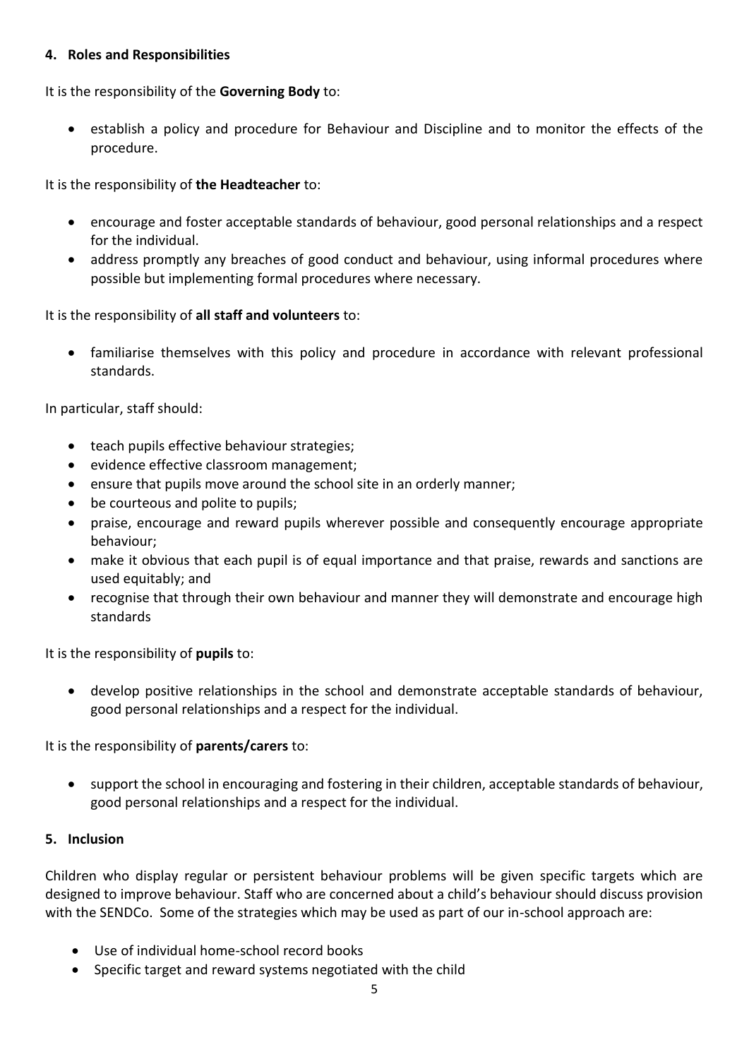## 4. Roles and Responsibilities

It is the responsibility of the **Governing Body** to:

- establish a policy and procedure for Behaviour and Discipline and to monitor the effects of the procedure.

It is the responsibility of **the Headteacher** to:

- encourage and foster acceptable standards of behaviour, good personal relationships and a respect for the individual.
- address promptly any breaches of good conduct and behaviour, using informal procedures where possible but implementing formal procedures where necessary.

It is the responsibility of **all staff and volunteers** to:

- familiarise themselves with this policy and procedure in accordance with relevant professional standards.

In particular, staff should:

- teach pupils effective behaviour strategies;
- evidence effective classroom management;
- ensure that pupils move around the school site in an orderly manner;
- be courteous and polite to pupils;
- praise, encourage and reward pupils wherever possible and consequently encourage appropriate behaviour;
- make it obvious that each pupil is of equal importance and that praise, rewards and sanctions are used equitably; and
- recognise that through their own behaviour and manner they will demonstrate and encourage high standards

It is the responsibility of **pupils** to:

- develop positive relationships in the school and demonstrate acceptable standards of behaviour, good personal relationships and a respect for the individual.

It is the responsibility of **parents/carers** to:

- support the school in encouraging and fostering in their children, acceptable standards of behaviour, good personal relationships and a respect for the individual.

## 5. Inclusion

Children who display regular or persistent behaviour problems will be given specific targets which are designed to improve behaviour. Staff who are concerned about a child's behaviour should discuss provision with the SENDCo. Some of the strategies which may be used as part of our in-school approach are:

- Use of individual home-school record books
- Specific target and reward systems negotiated with the child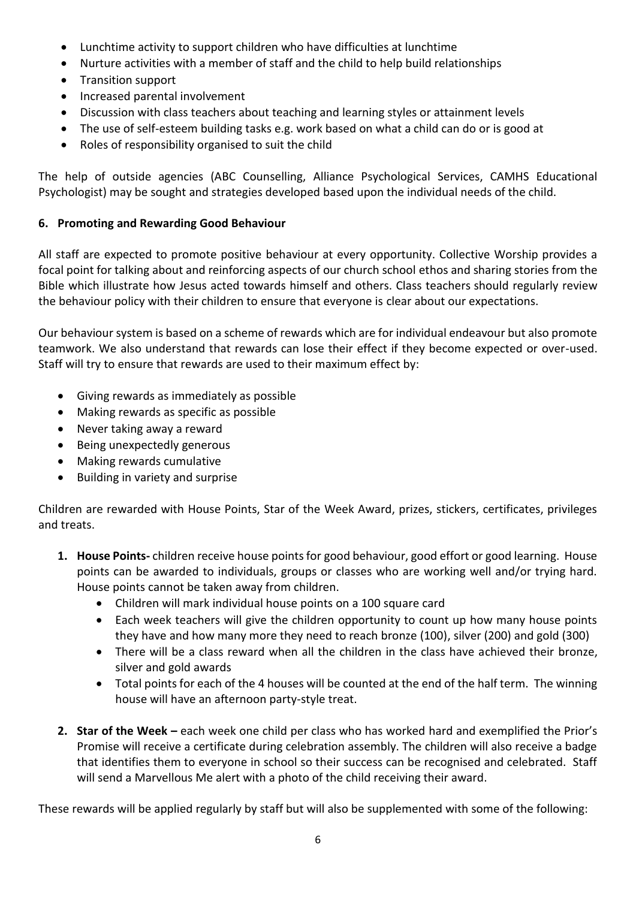- Lunchtime activity to support children who have difficulties at lunchtime
- Nurture activities with a member of staff and the child to help build relationships
- Transition support
- Increased parental involvement
- Discussion with class teachers about teaching and learning styles or attainment levels
- The use of self-esteem building tasks e.g. work based on what a child can do or is good at
- Roles of responsibility organised to suit the child

The help of outside agencies (ABC Counselling, Alliance Psychological Services, CAMHS Educational Psychologist) may be sought and strategies developed based upon the individual needs of the child.

## 6. Promoting and Rewarding Good Behaviour

All staff are expected to promote positive behaviour at every opportunity. Collective Worship provides a focal point for talking about and reinforcing aspects of our church school ethos and sharing stories from the Bible which illustrate how Jesus acted towards himself and others. Class teachers should regularly review the behaviour policy with their children to ensure that everyone is clear about our expectations.

Our behaviour system is based on a scheme of rewards which are for individual endeavour but also promote teamwork. We also understand that rewards can lose their effect if they become expected or over-used. Staff will try to ensure that rewards are used to their maximum effect by:

- Giving rewards as immediately as possible
- Making rewards as specific as possible
- Never taking away a reward
- Being unexpectedly generous
- Making rewards cumulative
- Building in variety and surprise

Children are rewarded with House Points, Star of the Week Award, prizes, stickers, certificates, privileges and treats.

1. **House Points-** children receive house points for good behaviour, good effort or good learning. House points can be awarded to individuals, groups or classes who are working well and/or trying hard. House points cannot be taken away from children.
   - Children will mark individual house points on a 100 square card
   - Each week teachers will give the children opportunity to count up how many house points they have and how many more they need to reach bronze (100), silver (200) and gold (300)
   - There will be a class reward when all the children in the class have achieved their bronze, silver and gold awards
   - Total points for each of the 4 houses will be counted at the end of the half term. The winning house will have an afternoon party-style treat.
2. **Star of the Week –** each week one child per class who has worked hard and exemplified the Prior's Promise will receive a certificate during celebration assembly. The children will also receive a badge that identifies them to everyone in school so their success can be recognised and celebrated. Staff will send a Marvellous Me alert with a photo of the child receiving their award.

These rewards will be applied regularly by staff but will also be supplemented with some of the following: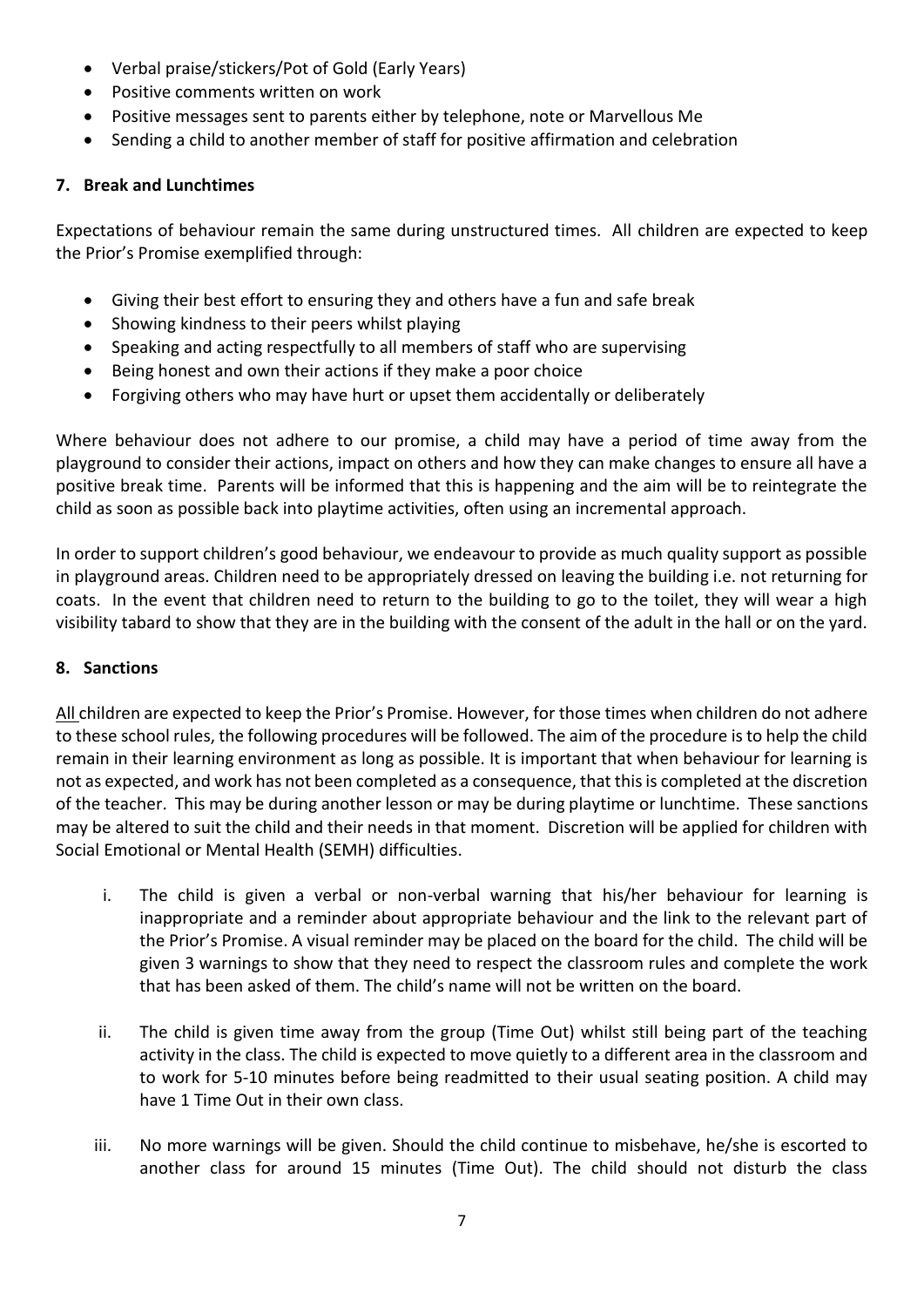- Verbal praise/stickers/Pot of Gold (Early Years)
- Positive comments written on work
- Positive messages sent to parents either by telephone, note or Marvellous Me
- Sending a child to another member of staff for positive affirmation and celebration

## 7. Break and Lunchtimes

Expectations of behaviour remain the same during unstructured times. All children are expected to keep the Prior's Promise exemplified through:

- Giving their best effort to ensuring they and others have a fun and safe break
- Showing kindness to their peers whilst playing
- Speaking and acting respectfully to all members of staff who are supervising
- Being honest and own their actions if they make a poor choice
- Forgiving others who may have hurt or upset them accidentally or deliberately

Where behaviour does not adhere to our promise, a child may have a period of time away from the playground to consider their actions, impact on others and how they can make changes to ensure all have a positive break time. Parents will be informed that this is happening and the aim will be to reintegrate the child as soon as possible back into playtime activities, often using an incremental approach.

In order to support children's good behaviour, we endeavour to provide as much quality support as possible in playground areas. Children need to be appropriately dressed on leaving the building i.e. not returning for coats. In the event that children need to return to the building to go to the toilet, they will wear a high visibility tabard to show that they are in the building with the consent of the adult in the hall or on the yard.

## 8. Sanctions

<u>All</u> children are expected to keep the Prior's Promise. However, for those times when children do not adhere to these school rules, the following procedures will be followed. The aim of the procedure is to help the child remain in their learning environment as long as possible. It is important that when behaviour for learning is not as expected, and work has not been completed as a consequence, that this is completed at the discretion of the teacher. This may be during another lesson or may be during playtime or lunchtime. These sanctions may be altered to suit the child and their needs in that moment. Discretion will be applied for children with Social Emotional or Mental Health (SEMH) difficulties.

i. The child is given a verbal or non-verbal warning that his/her behaviour for learning is inappropriate and a reminder about appropriate behaviour and the link to the relevant part of the Prior's Promise. A visual reminder may be placed on the board for the child. The child will be given 3 warnings to show that they need to respect the classroom rules and complete the work that has been asked of them. The child's name will not be written on the board.

ii. The child is given time away from the group (Time Out) whilst still being part of the teaching activity in the class. The child is expected to move quietly to a different area in the classroom and to work for 5-10 minutes before being readmitted to their usual seating position. A child may have 1 Time Out in their own class.

iii. No more warnings will be given. Should the child continue to misbehave, he/she is escorted to another class for around 15 minutes (Time Out). The child should not disturb the class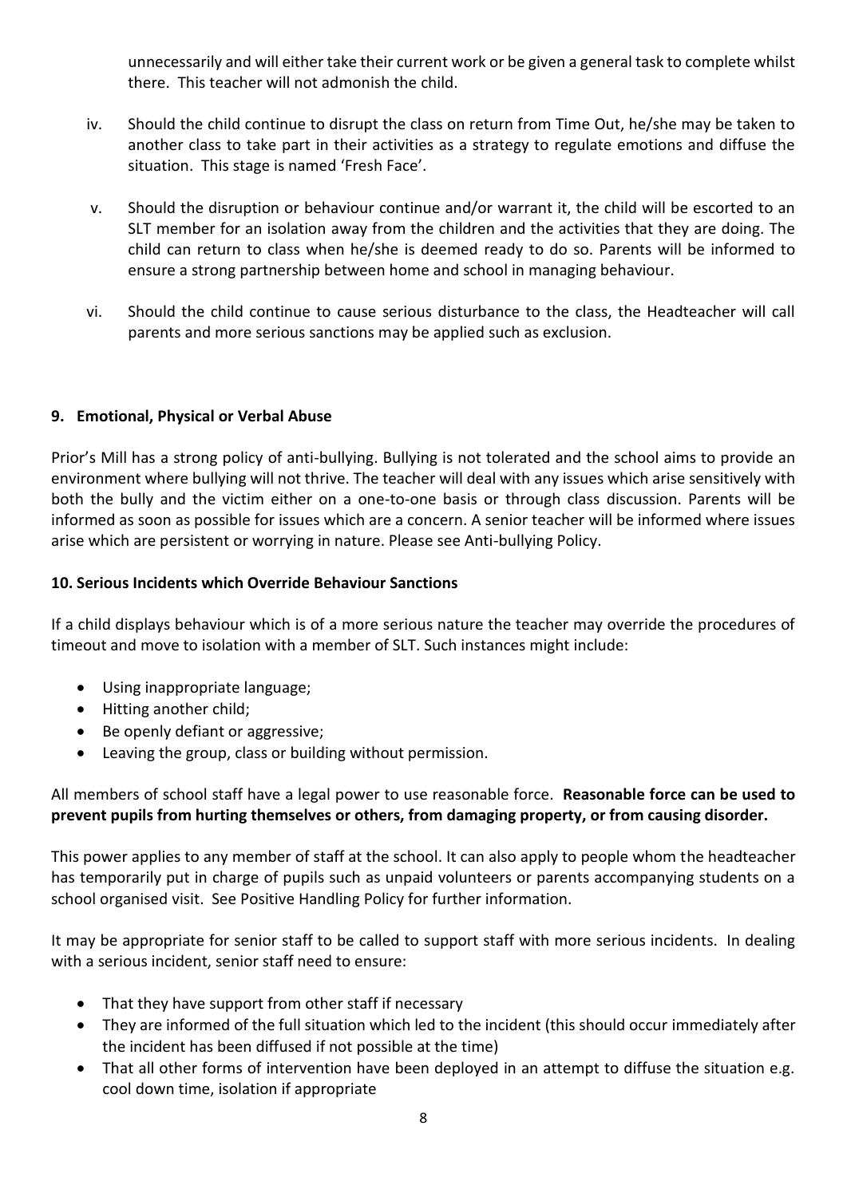unnecessarily and will either take their current work or be given a general task to complete whilst there. This teacher will not admonish the child.

iv. Should the child continue to disrupt the class on return from Time Out, he/she may be taken to another class to take part in their activities as a strategy to regulate emotions and diffuse the situation. This stage is named 'Fresh Face'.

v. Should the disruption or behaviour continue and/or warrant it, the child will be escorted to an SLT member for an isolation away from the children and the activities that they are doing. The child can return to class when he/she is deemed ready to do so. Parents will be informed to ensure a strong partnership between home and school in managing behaviour.

vi. Should the child continue to cause serious disturbance to the class, the Headteacher will call parents and more serious sanctions may be applied such as exclusion.

## 9. Emotional, Physical or Verbal Abuse

Prior's Mill has a strong policy of anti-bullying. Bullying is not tolerated and the school aims to provide an environment where bullying will not thrive. The teacher will deal with any issues which arise sensitively with both the bully and the victim either on a one-to-one basis or through class discussion. Parents will be informed as soon as possible for issues which are a concern. A senior teacher will be informed where issues arise which are persistent or worrying in nature. Please see Anti-bullying Policy.

## 10. Serious Incidents which Override Behaviour Sanctions

If a child displays behaviour which is of a more serious nature the teacher may override the procedures of timeout and move to isolation with a member of SLT. Such instances might include:

- Using inappropriate language;
- Hitting another child;
- Be openly defiant or aggressive;
- Leaving the group, class or building without permission.

All members of school staff have a legal power to use reasonable force. **Reasonable force can be used to prevent pupils from hurting themselves or others, from damaging property, or from causing disorder.**

This power applies to any member of staff at the school. It can also apply to people whom the headteacher has temporarily put in charge of pupils such as unpaid volunteers or parents accompanying students on a school organised visit. See Positive Handling Policy for further information.

It may be appropriate for senior staff to be called to support staff with more serious incidents. In dealing with a serious incident, senior staff need to ensure:

- That they have support from other staff if necessary
- They are informed of the full situation which led to the incident (this should occur immediately after the incident has been diffused if not possible at the time)
- That all other forms of intervention have been deployed in an attempt to diffuse the situation e.g. cool down time, isolation if appropriate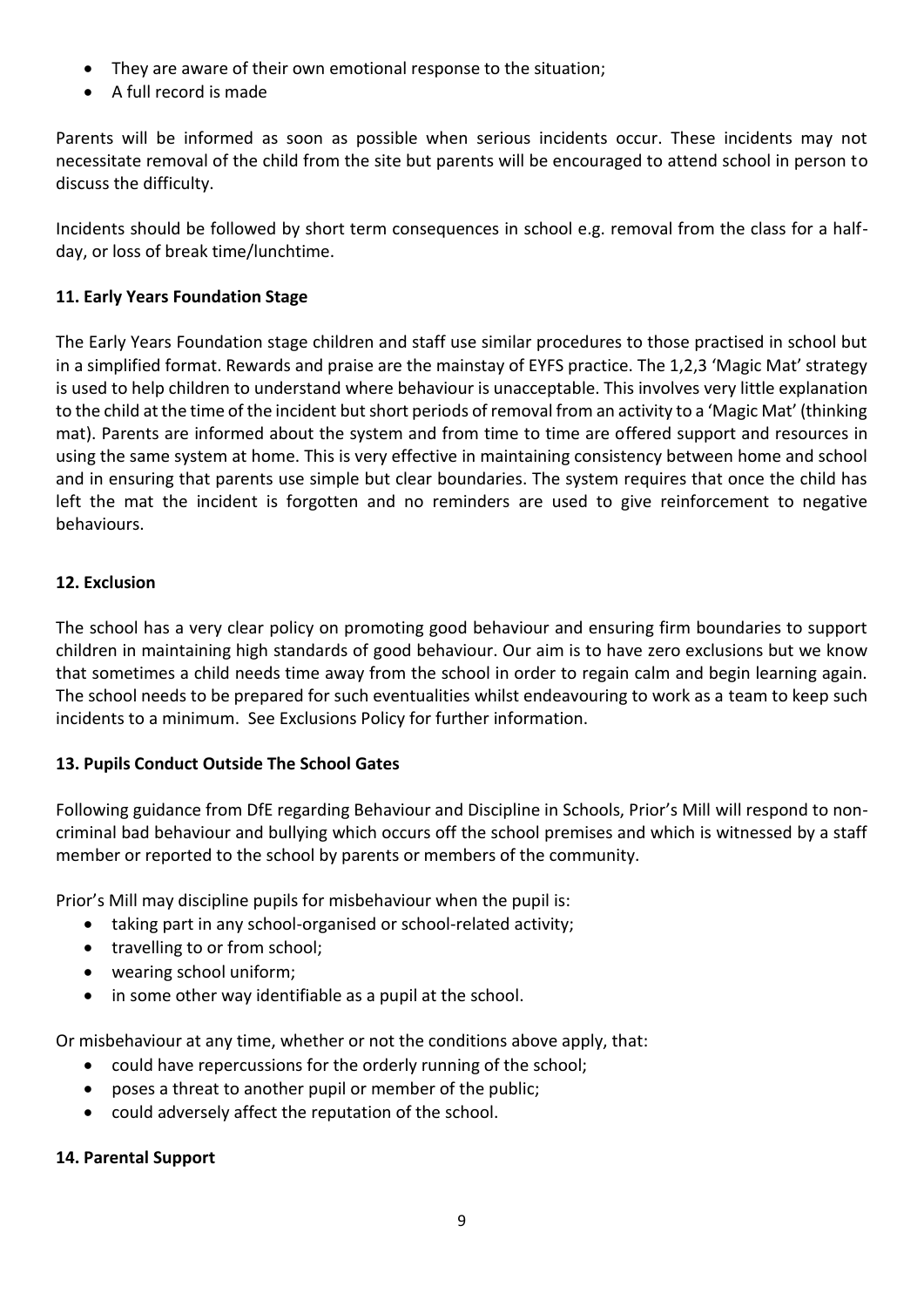- They are aware of their own emotional response to the situation;
- A full record is made

Parents will be informed as soon as possible when serious incidents occur. These incidents may not necessitate removal of the child from the site but parents will be encouraged to attend school in person to discuss the difficulty.

Incidents should be followed by short term consequences in school e.g. removal from the class for a half-day, or loss of break time/lunchtime.

**11. Early Years Foundation Stage**

The Early Years Foundation stage children and staff use similar procedures to those practised in school but in a simplified format. Rewards and praise are the mainstay of EYFS practice. The 1,2,3 'Magic Mat' strategy is used to help children to understand where behaviour is unacceptable. This involves very little explanation to the child at the time of the incident but short periods of removal from an activity to a 'Magic Mat' (thinking mat). Parents are informed about the system and from time to time are offered support and resources in using the same system at home. This is very effective in maintaining consistency between home and school and in ensuring that parents use simple but clear boundaries. The system requires that once the child has left the mat the incident is forgotten and no reminders are used to give reinforcement to negative behaviours.

**12. Exclusion**

The school has a very clear policy on promoting good behaviour and ensuring firm boundaries to support children in maintaining high standards of good behaviour. Our aim is to have zero exclusions but we know that sometimes a child needs time away from the school in order to regain calm and begin learning again. The school needs to be prepared for such eventualities whilst endeavouring to work as a team to keep such incidents to a minimum. See Exclusions Policy for further information.

**13. Pupils Conduct Outside The School Gates**

Following guidance from DfE regarding Behaviour and Discipline in Schools, Prior's Mill will respond to non-criminal bad behaviour and bullying which occurs off the school premises and which is witnessed by a staff member or reported to the school by parents or members of the community.

Prior's Mill may discipline pupils for misbehaviour when the pupil is:

- taking part in any school-organised or school-related activity;
- travelling to or from school;
- wearing school uniform;
- in some other way identifiable as a pupil at the school.

Or misbehaviour at any time, whether or not the conditions above apply, that:

- could have repercussions for the orderly running of the school;
- poses a threat to another pupil or member of the public;
- could adversely affect the reputation of the school.

**14. Parental Support**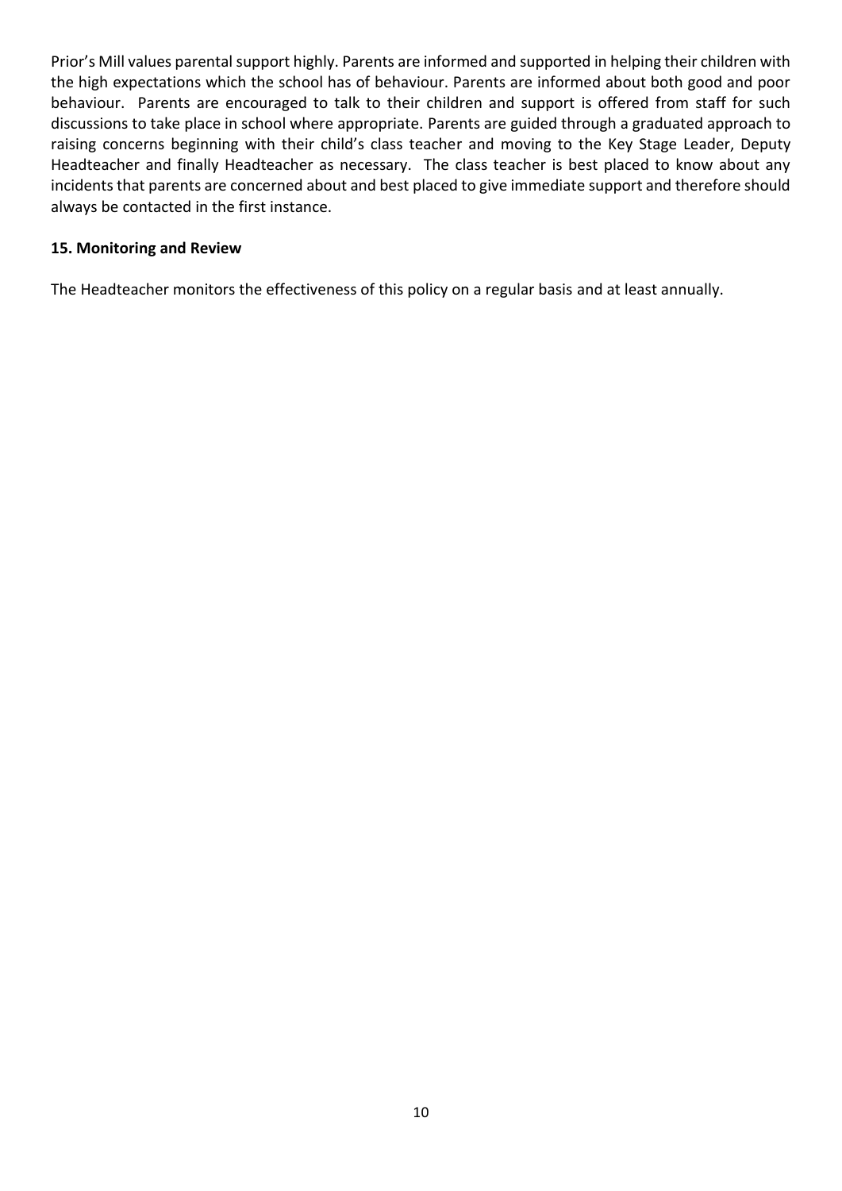Prior's Mill values parental support highly. Parents are informed and supported in helping their children with the high expectations which the school has of behaviour. Parents are informed about both good and poor behaviour. Parents are encouraged to talk to their children and support is offered from staff for such discussions to take place in school where appropriate. Parents are guided through a graduated approach to raising concerns beginning with their child's class teacher and moving to the Key Stage Leader, Deputy Headteacher and finally Headteacher as necessary. The class teacher is best placed to know about any incidents that parents are concerned about and best placed to give immediate support and therefore should always be contacted in the first instance.

**15. Monitoring and Review**

The Headteacher monitors the effectiveness of this policy on a regular basis and at least annually.